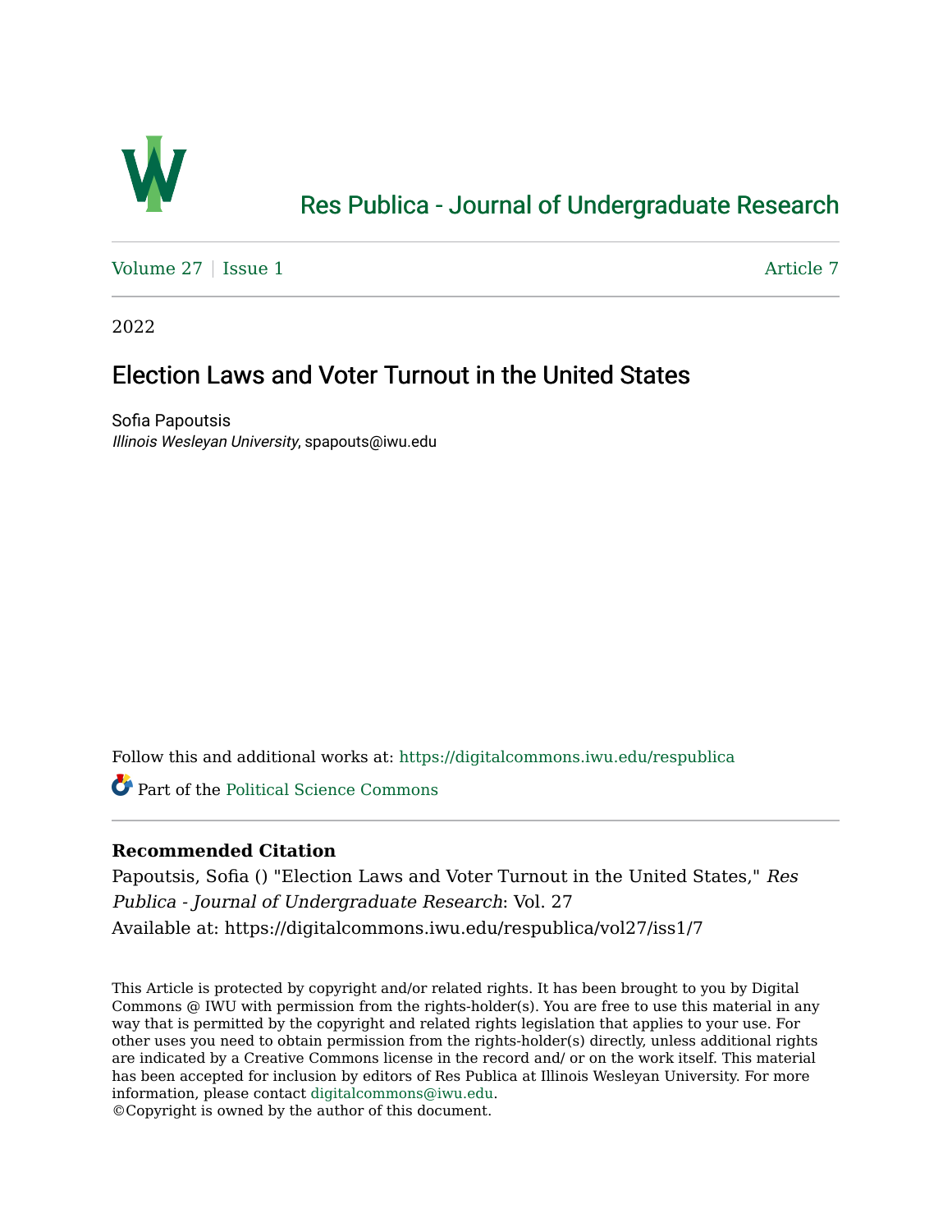Res Publica - Journal of Undergraduate Research

Volume 27 | Issue 1 | Article 7

2022

# Election Laws and Voter Turnout in the United States

Sofia Papoutsis
*Illinois Wesleyan University*, spapouts@iwu.edu

Follow this and additional works at: https://digitalcommons.iwu.edu/respublica

Part of the Political Science Commons

**Recommended Citation**
Papoutsis, Sofia () "Election Laws and Voter Turnout in the United States," *Res Publica - Journal of Undergraduate Research*: Vol. 27
Available at: https://digitalcommons.iwu.edu/respublica/vol27/iss1/7

This Article is protected by copyright and/or related rights. It has been brought to you by Digital Commons @ IWU with permission from the rights-holder(s). You are free to use this material in any way that is permitted by the copyright and related rights legislation that applies to your use. For other uses you need to obtain permission from the rights-holder(s) directly, unless additional rights are indicated by a Creative Commons license in the record and/ or on the work itself. This material has been accepted for inclusion by editors of Res Publica at Illinois Wesleyan University. For more information, please contact digitalcommons@iwu.edu.
©Copyright is owned by the author of this document.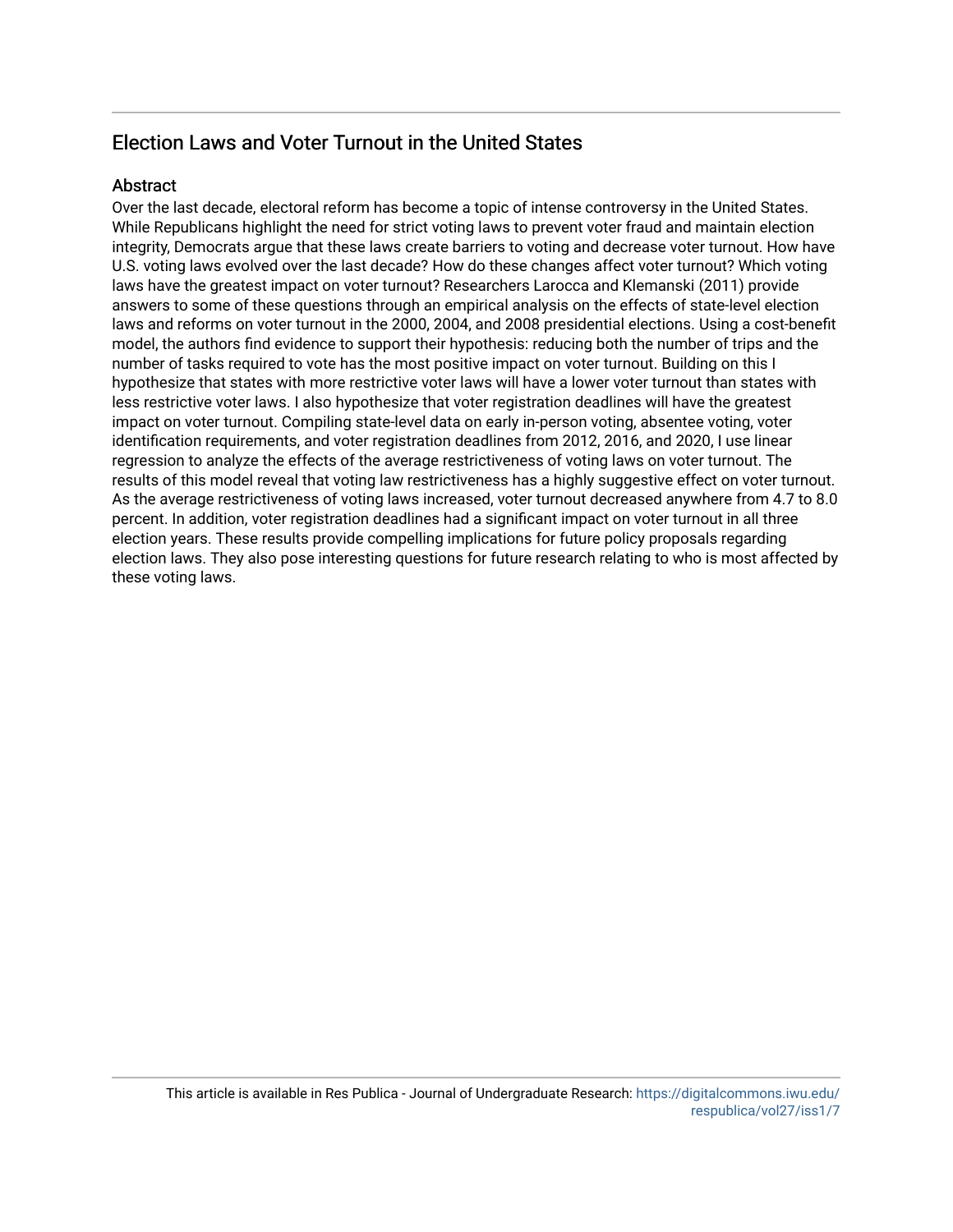## Election Laws and Voter Turnout in the United States

### Abstract

Over the last decade, electoral reform has become a topic of intense controversy in the United States. While Republicans highlight the need for strict voting laws to prevent voter fraud and maintain election integrity, Democrats argue that these laws create barriers to voting and decrease voter turnout. How have U.S. voting laws evolved over the last decade? How do these changes affect voter turnout? Which voting laws have the greatest impact on voter turnout? Researchers Larocca and Klemanski (2011) provide answers to some of these questions through an empirical analysis on the effects of state-level election laws and reforms on voter turnout in the 2000, 2004, and 2008 presidential elections. Using a cost-benefit model, the authors find evidence to support their hypothesis: reducing both the number of trips and the number of tasks required to vote has the most positive impact on voter turnout. Building on this I hypothesize that states with more restrictive voter laws will have a lower voter turnout than states with less restrictive voter laws. I also hypothesize that voter registration deadlines will have the greatest impact on voter turnout. Compiling state-level data on early in-person voting, absentee voting, voter identification requirements, and voter registration deadlines from 2012, 2016, and 2020, I use linear regression to analyze the effects of the average restrictiveness of voting laws on voter turnout. The results of this model reveal that voting law restrictiveness has a highly suggestive effect on voter turnout. As the average restrictiveness of voting laws increased, voter turnout decreased anywhere from 4.7 to 8.0 percent. In addition, voter registration deadlines had a significant impact on voter turnout in all three election years. These results provide compelling implications for future policy proposals regarding election laws. They also pose interesting questions for future research relating to who is most affected by these voting laws.

This article is available in Res Publica - Journal of Undergraduate Research: https://digitalcommons.iwu.edu/respublica/vol27/iss1/7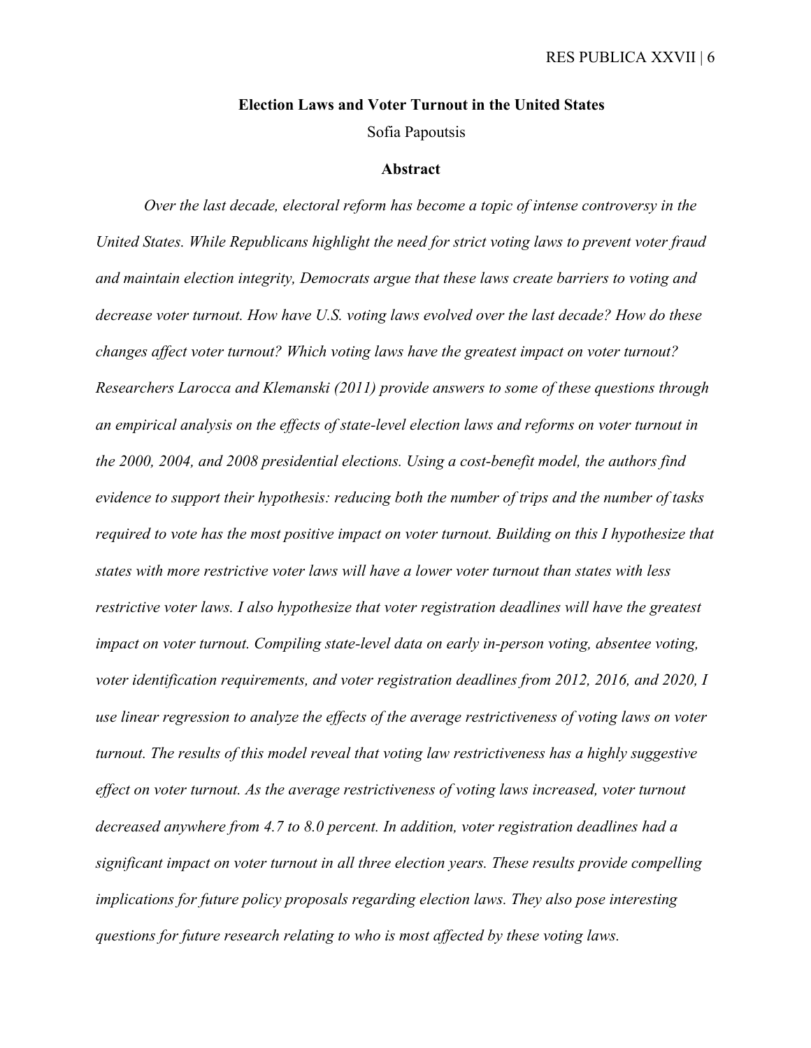# Election Laws and Voter Turnout in the United States

Sofia Papoutsis

## Abstract

*Over the last decade, electoral reform has become a topic of intense controversy in the United States. While Republicans highlight the need for strict voting laws to prevent voter fraud and maintain election integrity, Democrats argue that these laws create barriers to voting and decrease voter turnout. How have U.S. voting laws evolved over the last decade? How do these changes affect voter turnout? Which voting laws have the greatest impact on voter turnout? Researchers Larocca and Klemanski (2011) provide answers to some of these questions through an empirical analysis on the effects of state-level election laws and reforms on voter turnout in the 2000, 2004, and 2008 presidential elections. Using a cost-benefit model, the authors find evidence to support their hypothesis: reducing both the number of trips and the number of tasks required to vote has the most positive impact on voter turnout. Building on this I hypothesize that states with more restrictive voter laws will have a lower voter turnout than states with less restrictive voter laws. I also hypothesize that voter registration deadlines will have the greatest impact on voter turnout. Compiling state-level data on early in-person voting, absentee voting, voter identification requirements, and voter registration deadlines from 2012, 2016, and 2020, I use linear regression to analyze the effects of the average restrictiveness of voting laws on voter turnout. The results of this model reveal that voting law restrictiveness has a highly suggestive effect on voter turnout. As the average restrictiveness of voting laws increased, voter turnout decreased anywhere from 4.7 to 8.0 percent. In addition, voter registration deadlines had a significant impact on voter turnout in all three election years. These results provide compelling implications for future policy proposals regarding election laws. They also pose interesting questions for future research relating to who is most affected by these voting laws.*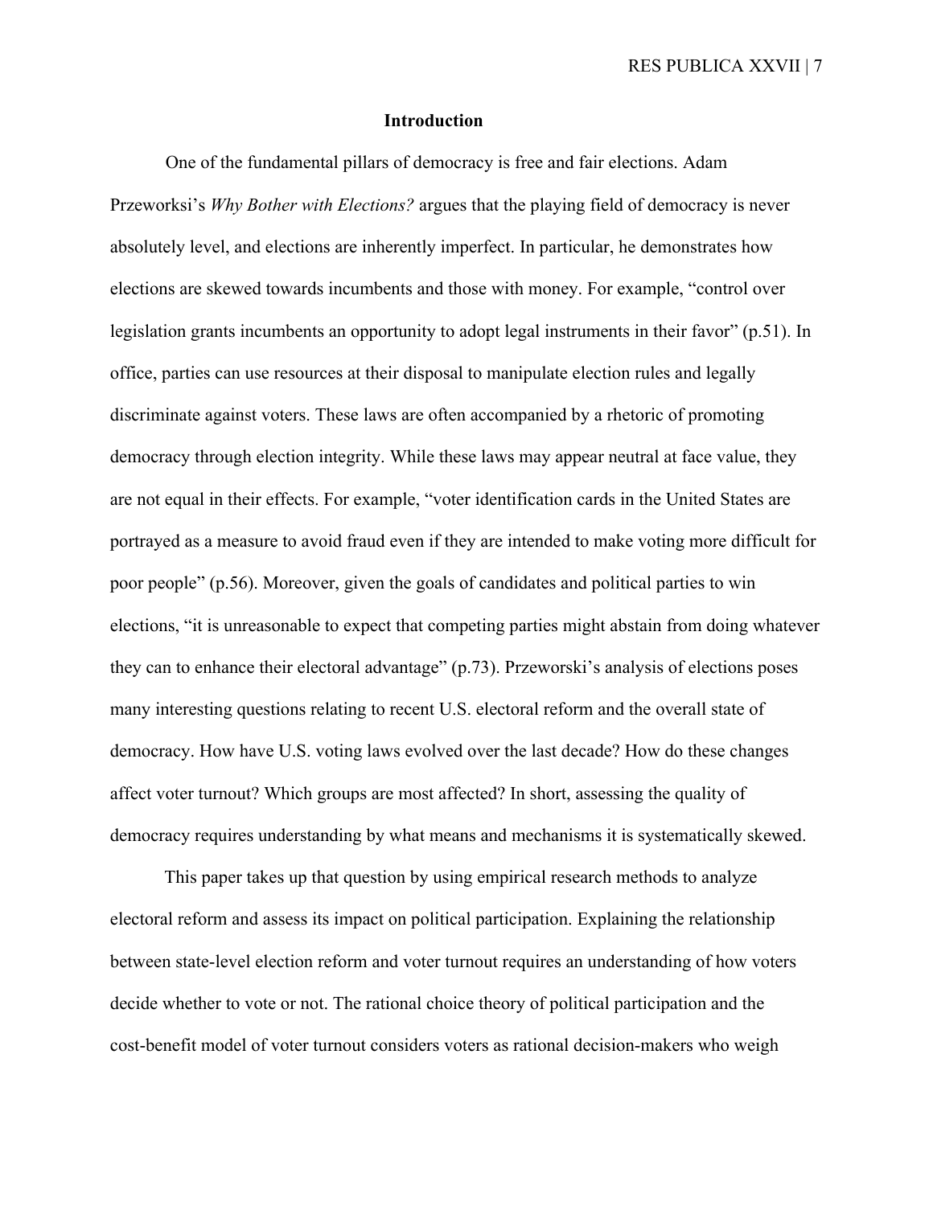## Introduction

One of the fundamental pillars of democracy is free and fair elections. Adam Przeworksi's *Why Bother with Elections?* argues that the playing field of democracy is never absolutely level, and elections are inherently imperfect. In particular, he demonstrates how elections are skewed towards incumbents and those with money. For example, "control over legislation grants incumbents an opportunity to adopt legal instruments in their favor" (p.51). In office, parties can use resources at their disposal to manipulate election rules and legally discriminate against voters. These laws are often accompanied by a rhetoric of promoting democracy through election integrity. While these laws may appear neutral at face value, they are not equal in their effects. For example, "voter identification cards in the United States are portrayed as a measure to avoid fraud even if they are intended to make voting more difficult for poor people" (p.56). Moreover, given the goals of candidates and political parties to win elections, "it is unreasonable to expect that competing parties might abstain from doing whatever they can to enhance their electoral advantage" (p.73). Przeworski's analysis of elections poses many interesting questions relating to recent U.S. electoral reform and the overall state of democracy. How have U.S. voting laws evolved over the last decade? How do these changes affect voter turnout? Which groups are most affected? In short, assessing the quality of democracy requires understanding by what means and mechanisms it is systematically skewed.

This paper takes up that question by using empirical research methods to analyze electoral reform and assess its impact on political participation. Explaining the relationship between state-level election reform and voter turnout requires an understanding of how voters decide whether to vote or not. The rational choice theory of political participation and the cost-benefit model of voter turnout considers voters as rational decision-makers who weigh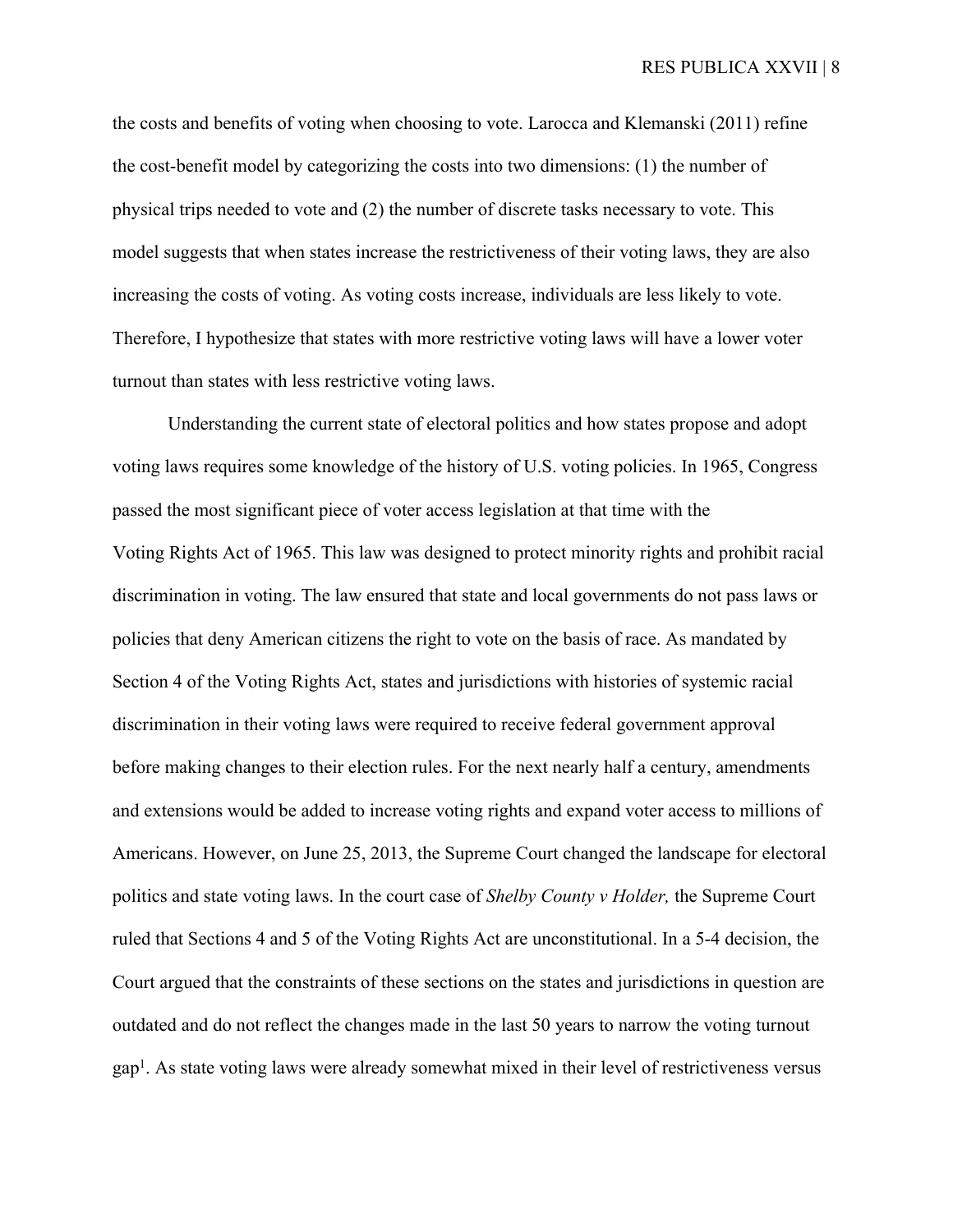the costs and benefits of voting when choosing to vote. Larocca and Klemanski (2011) refine the cost-benefit model by categorizing the costs into two dimensions: (1) the number of physical trips needed to vote and (2) the number of discrete tasks necessary to vote. This model suggests that when states increase the restrictiveness of their voting laws, they are also increasing the costs of voting. As voting costs increase, individuals are less likely to vote. Therefore, I hypothesize that states with more restrictive voting laws will have a lower voter turnout than states with less restrictive voting laws.

Understanding the current state of electoral politics and how states propose and adopt voting laws requires some knowledge of the history of U.S. voting policies. In 1965, Congress passed the most significant piece of voter access legislation at that time with the Voting Rights Act of 1965. This law was designed to protect minority rights and prohibit racial discrimination in voting. The law ensured that state and local governments do not pass laws or policies that deny American citizens the right to vote on the basis of race. As mandated by Section 4 of the Voting Rights Act, states and jurisdictions with histories of systemic racial discrimination in their voting laws were required to receive federal government approval before making changes to their election rules. For the next nearly half a century, amendments and extensions would be added to increase voting rights and expand voter access to millions of Americans. However, on June 25, 2013, the Supreme Court changed the landscape for electoral politics and state voting laws. In the court case of *Shelby County v Holder,* the Supreme Court ruled that Sections 4 and 5 of the Voting Rights Act are unconstitutional. In a 5-4 decision, the Court argued that the constraints of these sections on the states and jurisdictions in question are outdated and do not reflect the changes made in the last 50 years to narrow the voting turnout gap[1]. As state voting laws were already somewhat mixed in their level of restrictiveness versus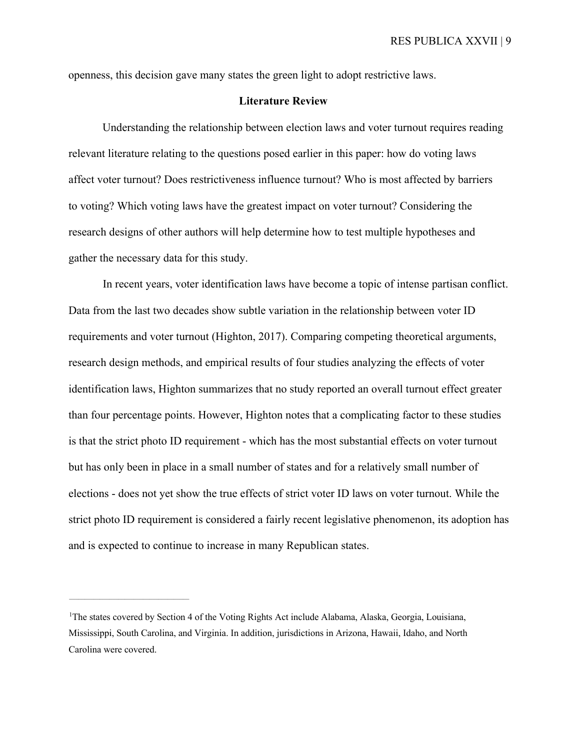openness, this decision gave many states the green light to adopt restrictive laws.

## Literature Review

Understanding the relationship between election laws and voter turnout requires reading relevant literature relating to the questions posed earlier in this paper: how do voting laws affect voter turnout? Does restrictiveness influence turnout? Who is most affected by barriers to voting? Which voting laws have the greatest impact on voter turnout? Considering the research designs of other authors will help determine how to test multiple hypotheses and gather the necessary data for this study.

In recent years, voter identification laws have become a topic of intense partisan conflict. Data from the last two decades show subtle variation in the relationship between voter ID requirements and voter turnout (Highton, 2017). Comparing competing theoretical arguments, research design methods, and empirical results of four studies analyzing the effects of voter identification laws, Highton summarizes that no study reported an overall turnout effect greater than four percentage points. However, Highton notes that a complicating factor to these studies is that the strict photo ID requirement - which has the most substantial effects on voter turnout but has only been in place in a small number of states and for a relatively small number of elections - does not yet show the true effects of strict voter ID laws on voter turnout. While the strict photo ID requirement is considered a fairly recent legislative phenomenon, its adoption has and is expected to continue to increase in many Republican states.

---

[1]The states covered by Section 4 of the Voting Rights Act include Alabama, Alaska, Georgia, Louisiana, Mississippi, South Carolina, and Virginia. In addition, jurisdictions in Arizona, Hawaii, Idaho, and North Carolina were covered.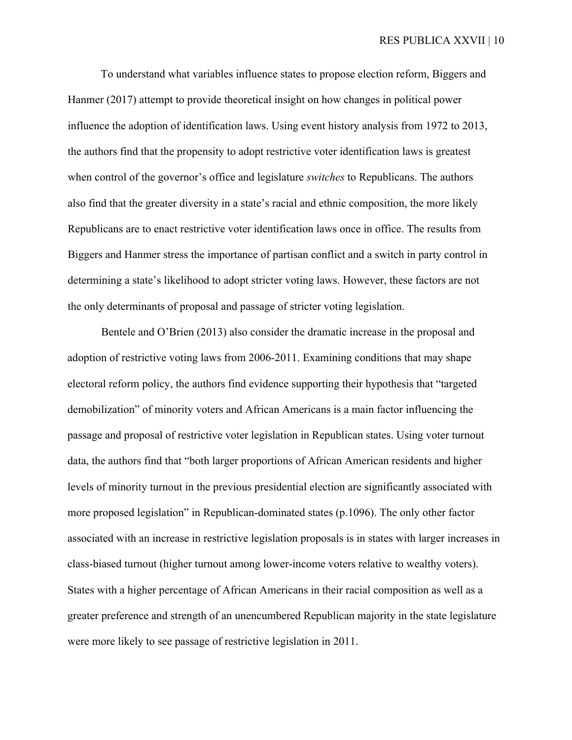To understand what variables influence states to propose election reform, Biggers and Hanmer (2017) attempt to provide theoretical insight on how changes in political power influence the adoption of identification laws. Using event history analysis from 1972 to 2013, the authors find that the propensity to adopt restrictive voter identification laws is greatest when control of the governor's office and legislature *switches* to Republicans. The authors also find that the greater diversity in a state's racial and ethnic composition, the more likely Republicans are to enact restrictive voter identification laws once in office. The results from Biggers and Hanmer stress the importance of partisan conflict and a switch in party control in determining a state's likelihood to adopt stricter voting laws. However, these factors are not the only determinants of proposal and passage of stricter voting legislation.

Bentele and O'Brien (2013) also consider the dramatic increase in the proposal and adoption of restrictive voting laws from 2006-2011. Examining conditions that may shape electoral reform policy, the authors find evidence supporting their hypothesis that "targeted demobilization" of minority voters and African Americans is a main factor influencing the passage and proposal of restrictive voter legislation in Republican states. Using voter turnout data, the authors find that "both larger proportions of African American residents and higher levels of minority turnout in the previous presidential election are significantly associated with more proposed legislation" in Republican-dominated states (p.1096). The only other factor associated with an increase in restrictive legislation proposals is in states with larger increases in class-biased turnout (higher turnout among lower-income voters relative to wealthy voters). States with a higher percentage of African Americans in their racial composition as well as a greater preference and strength of an unencumbered Republican majority in the state legislature were more likely to see passage of restrictive legislation in 2011.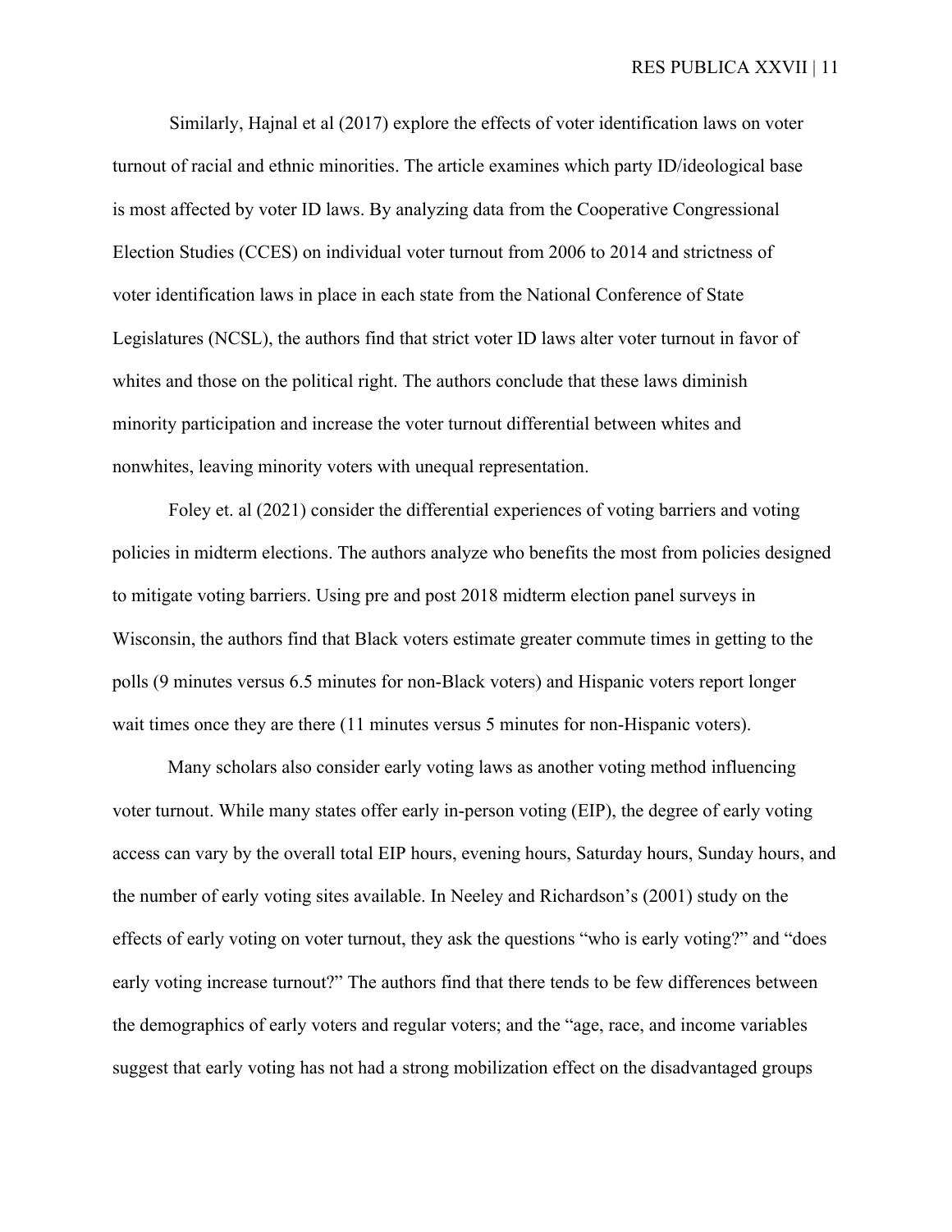Similarly, Hajnal et al (2017) explore the effects of voter identification laws on voter turnout of racial and ethnic minorities. The article examines which party ID/ideological base is most affected by voter ID laws. By analyzing data from the Cooperative Congressional Election Studies (CCES) on individual voter turnout from 2006 to 2014 and strictness of voter identification laws in place in each state from the National Conference of State Legislatures (NCSL), the authors find that strict voter ID laws alter voter turnout in favor of whites and those on the political right. The authors conclude that these laws diminish minority participation and increase the voter turnout differential between whites and nonwhites, leaving minority voters with unequal representation.

Foley et. al (2021) consider the differential experiences of voting barriers and voting policies in midterm elections. The authors analyze who benefits the most from policies designed to mitigate voting barriers. Using pre and post 2018 midterm election panel surveys in Wisconsin, the authors find that Black voters estimate greater commute times in getting to the polls (9 minutes versus 6.5 minutes for non-Black voters) and Hispanic voters report longer wait times once they are there (11 minutes versus 5 minutes for non-Hispanic voters).

Many scholars also consider early voting laws as another voting method influencing voter turnout. While many states offer early in-person voting (EIP), the degree of early voting access can vary by the overall total EIP hours, evening hours, Saturday hours, Sunday hours, and the number of early voting sites available. In Neeley and Richardson's (2001) study on the effects of early voting on voter turnout, they ask the questions "who is early voting?" and "does early voting increase turnout?" The authors find that there tends to be few differences between the demographics of early voters and regular voters; and the "age, race, and income variables suggest that early voting has not had a strong mobilization effect on the disadvantaged groups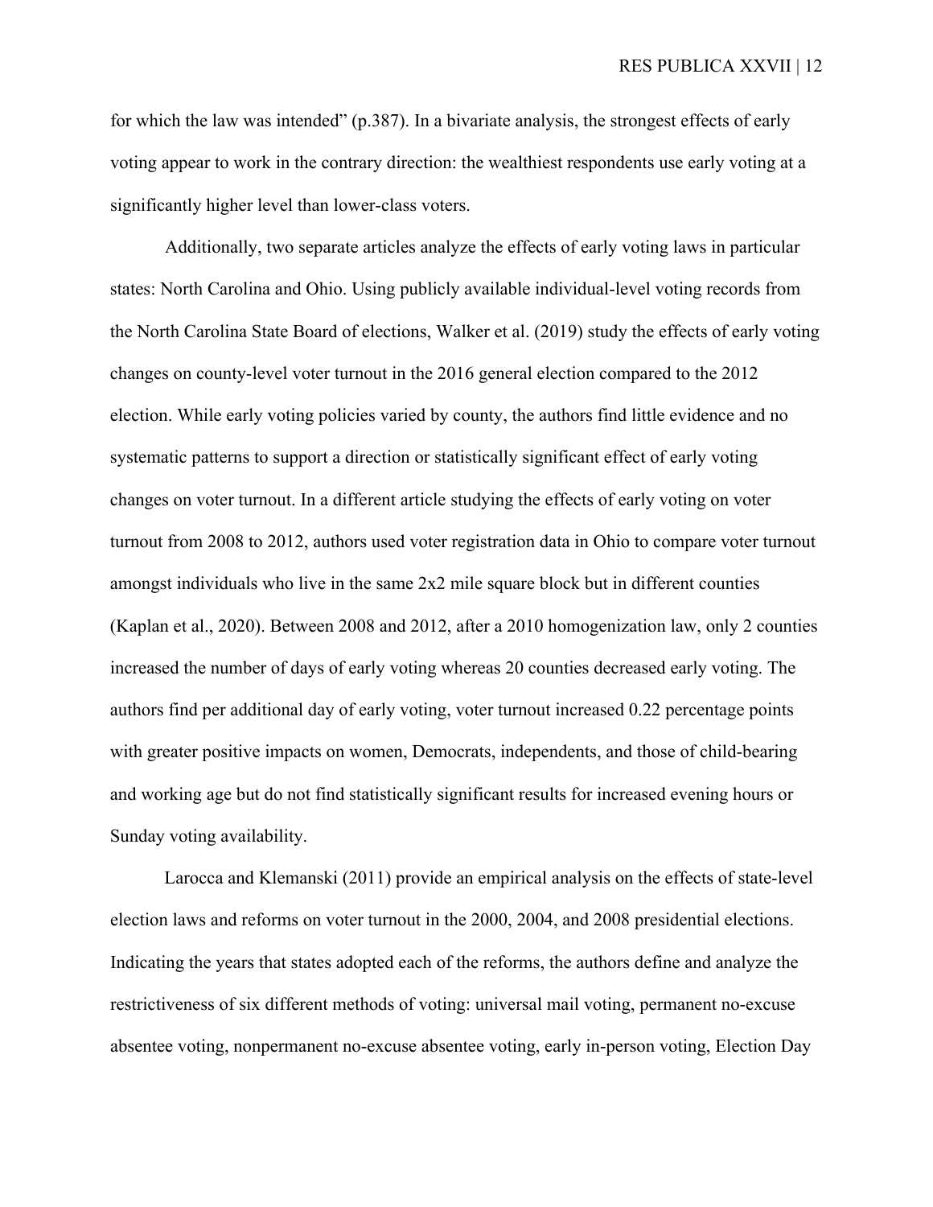for which the law was intended" (p.387). In a bivariate analysis, the strongest effects of early voting appear to work in the contrary direction: the wealthiest respondents use early voting at a significantly higher level than lower-class voters.

Additionally, two separate articles analyze the effects of early voting laws in particular states: North Carolina and Ohio. Using publicly available individual-level voting records from the North Carolina State Board of elections, Walker et al. (2019) study the effects of early voting changes on county-level voter turnout in the 2016 general election compared to the 2012 election. While early voting policies varied by county, the authors find little evidence and no systematic patterns to support a direction or statistically significant effect of early voting changes on voter turnout. In a different article studying the effects of early voting on voter turnout from 2008 to 2012, authors used voter registration data in Ohio to compare voter turnout amongst individuals who live in the same 2x2 mile square block but in different counties (Kaplan et al., 2020). Between 2008 and 2012, after a 2010 homogenization law, only 2 counties increased the number of days of early voting whereas 20 counties decreased early voting. The authors find per additional day of early voting, voter turnout increased 0.22 percentage points with greater positive impacts on women, Democrats, independents, and those of child-bearing and working age but do not find statistically significant results for increased evening hours or Sunday voting availability.

Larocca and Klemanski (2011) provide an empirical analysis on the effects of state-level election laws and reforms on voter turnout in the 2000, 2004, and 2008 presidential elections. Indicating the years that states adopted each of the reforms, the authors define and analyze the restrictiveness of six different methods of voting: universal mail voting, permanent no-excuse absentee voting, nonpermanent no-excuse absentee voting, early in-person voting, Election Day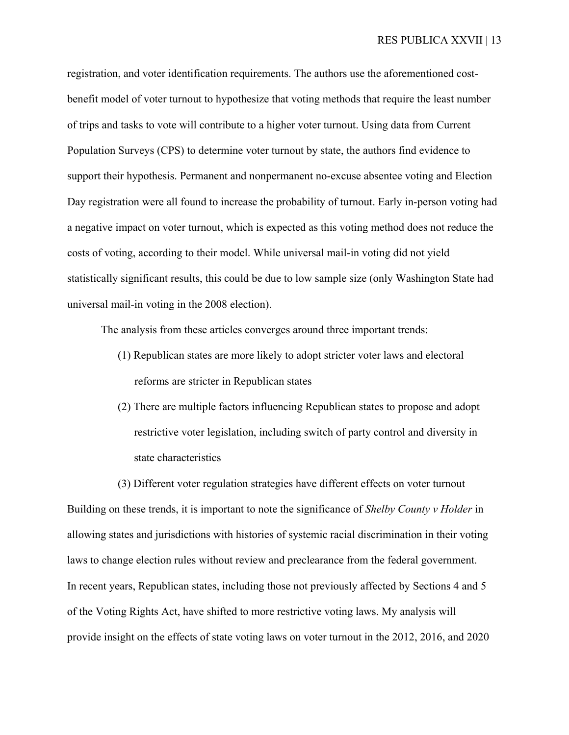registration, and voter identification requirements. The authors use the aforementioned cost-benefit model of voter turnout to hypothesize that voting methods that require the least number of trips and tasks to vote will contribute to a higher voter turnout. Using data from Current Population Surveys (CPS) to determine voter turnout by state, the authors find evidence to support their hypothesis. Permanent and nonpermanent no-excuse absentee voting and Election Day registration were all found to increase the probability of turnout. Early in-person voting had a negative impact on voter turnout, which is expected as this voting method does not reduce the costs of voting, according to their model. While universal mail-in voting did not yield statistically significant results, this could be due to low sample size (only Washington State had universal mail-in voting in the 2008 election).

The analysis from these articles converges around three important trends:

(1) Republican states are more likely to adopt stricter voter laws and electoral reforms are stricter in Republican states

(2) There are multiple factors influencing Republican states to propose and adopt restrictive voter legislation, including switch of party control and diversity in state characteristics

(3) Different voter regulation strategies have different effects on voter turnout

Building on these trends, it is important to note the significance of *Shelby County v Holder* in allowing states and jurisdictions with histories of systemic racial discrimination in their voting laws to change election rules without review and preclearance from the federal government. In recent years, Republican states, including those not previously affected by Sections 4 and 5 of the Voting Rights Act, have shifted to more restrictive voting laws. My analysis will provide insight on the effects of state voting laws on voter turnout in the 2012, 2016, and 2020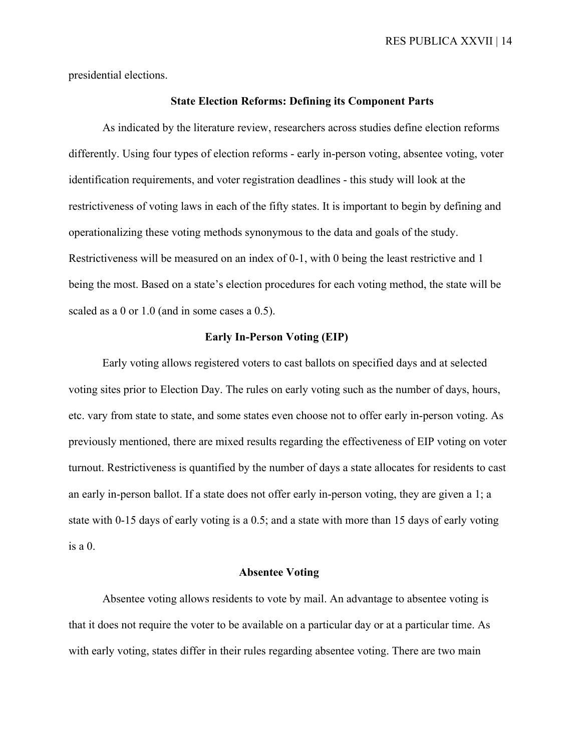presidential elections.

## State Election Reforms: Defining its Component Parts

As indicated by the literature review, researchers across studies define election reforms differently. Using four types of election reforms - early in-person voting, absentee voting, voter identification requirements, and voter registration deadlines - this study will look at the restrictiveness of voting laws in each of the fifty states. It is important to begin by defining and operationalizing these voting methods synonymous to the data and goals of the study. Restrictiveness will be measured on an index of 0-1, with 0 being the least restrictive and 1 being the most. Based on a state's election procedures for each voting method, the state will be scaled as a 0 or 1.0 (and in some cases a 0.5).

### Early In-Person Voting (EIP)

Early voting allows registered voters to cast ballots on specified days and at selected voting sites prior to Election Day. The rules on early voting such as the number of days, hours, etc. vary from state to state, and some states even choose not to offer early in-person voting. As previously mentioned, there are mixed results regarding the effectiveness of EIP voting on voter turnout. Restrictiveness is quantified by the number of days a state allocates for residents to cast an early in-person ballot. If a state does not offer early in-person voting, they are given a 1; a state with 0-15 days of early voting is a 0.5; and a state with more than 15 days of early voting is a 0.

### Absentee Voting

Absentee voting allows residents to vote by mail. An advantage to absentee voting is that it does not require the voter to be available on a particular day or at a particular time. As with early voting, states differ in their rules regarding absentee voting. There are two main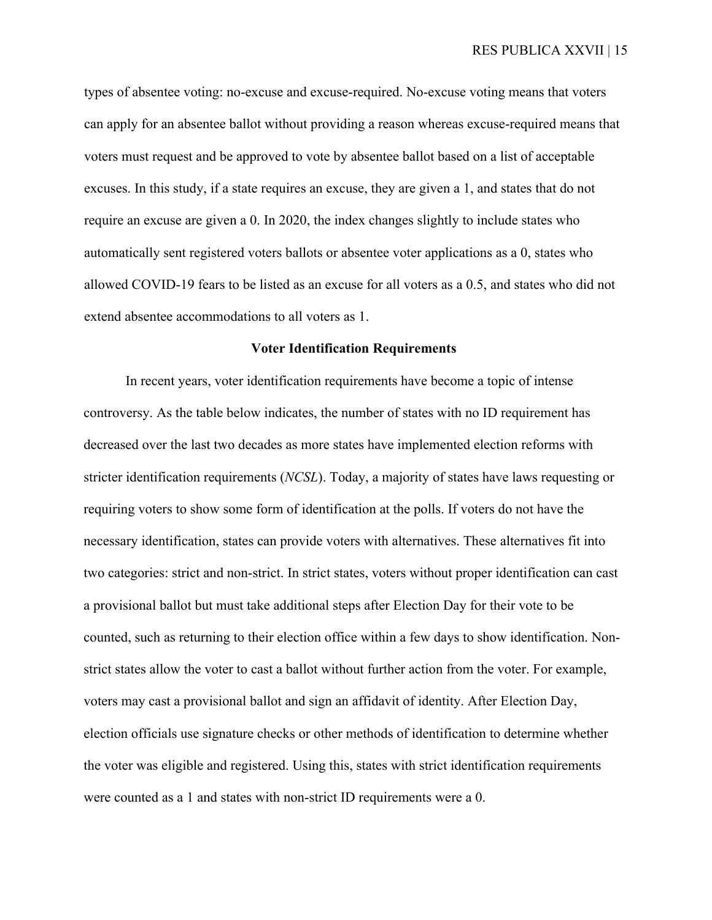types of absentee voting: no-excuse and excuse-required. No-excuse voting means that voters can apply for an absentee ballot without providing a reason whereas excuse-required means that voters must request and be approved to vote by absentee ballot based on a list of acceptable excuses. In this study, if a state requires an excuse, they are given a 1, and states that do not require an excuse are given a 0. In 2020, the index changes slightly to include states who automatically sent registered voters ballots or absentee voter applications as a 0, states who allowed COVID-19 fears to be listed as an excuse for all voters as a 0.5, and states who did not extend absentee accommodations to all voters as 1.

### Voter Identification Requirements

In recent years, voter identification requirements have become a topic of intense controversy. As the table below indicates, the number of states with no ID requirement has decreased over the last two decades as more states have implemented election reforms with stricter identification requirements (*NCSL*). Today, a majority of states have laws requesting or requiring voters to show some form of identification at the polls. If voters do not have the necessary identification, states can provide voters with alternatives. These alternatives fit into two categories: strict and non-strict. In strict states, voters without proper identification can cast a provisional ballot but must take additional steps after Election Day for their vote to be counted, such as returning to their election office within a few days to show identification. Non-strict states allow the voter to cast a ballot without further action from the voter. For example, voters may cast a provisional ballot and sign an affidavit of identity. After Election Day, election officials use signature checks or other methods of identification to determine whether the voter was eligible and registered. Using this, states with strict identification requirements were counted as a 1 and states with non-strict ID requirements were a 0.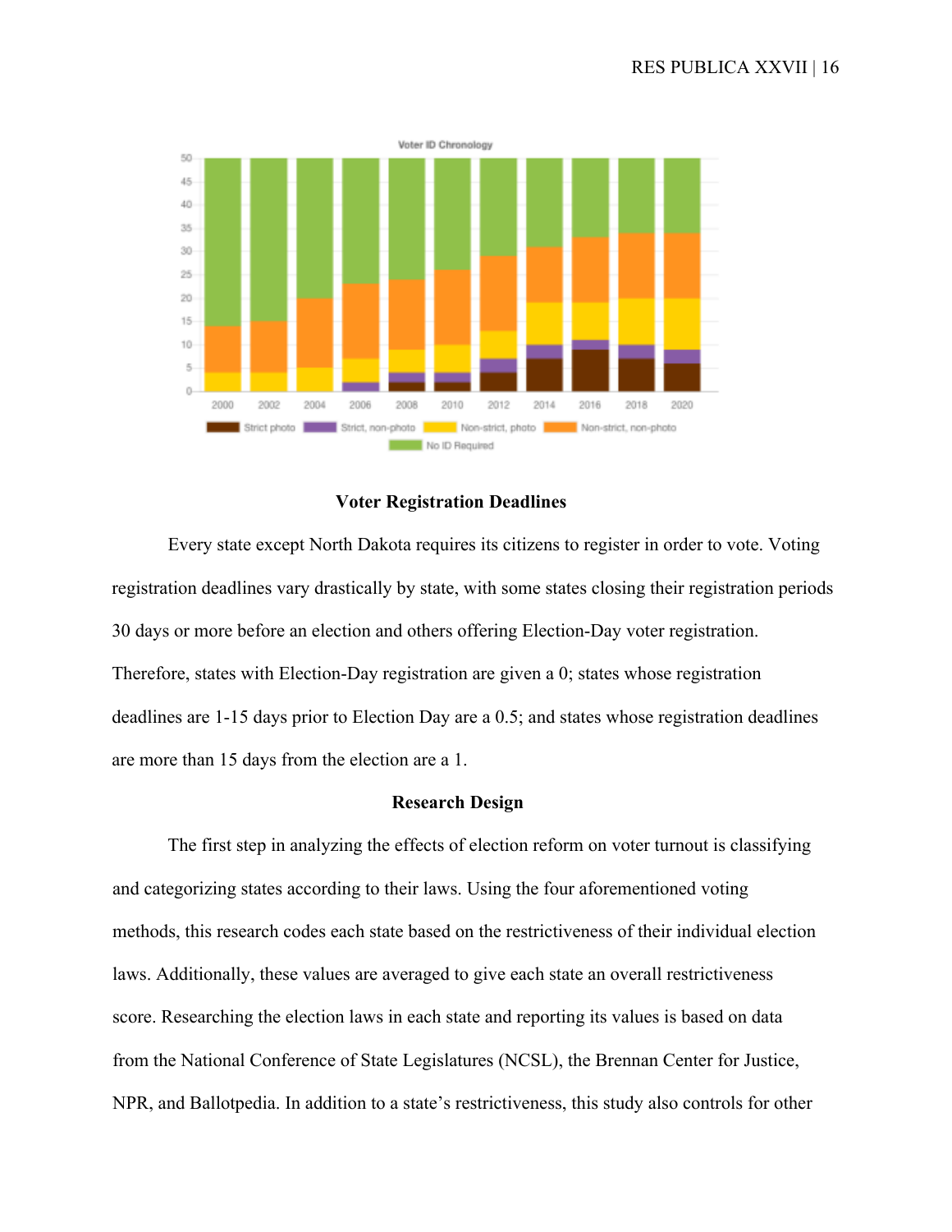## Voter Registration Deadlines

Every state except North Dakota requires its citizens to register in order to vote. Voting registration deadlines vary drastically by state, with some states closing their registration periods 30 days or more before an election and others offering Election-Day voter registration. Therefore, states with Election-Day registration are given a 0; states whose registration deadlines are 1-15 days prior to Election Day are a 0.5; and states whose registration deadlines are more than 15 days from the election are a 1.

## Research Design

The first step in analyzing the effects of election reform on voter turnout is classifying and categorizing states according to their laws. Using the four aforementioned voting methods, this research codes each state based on the restrictiveness of their individual election laws. Additionally, these values are averaged to give each state an overall restrictiveness score. Researching the election laws in each state and reporting its values is based on data from the National Conference of State Legislatures (NCSL), the Brennan Center for Justice, NPR, and Ballotpedia. In addition to a state's restrictiveness, this study also controls for other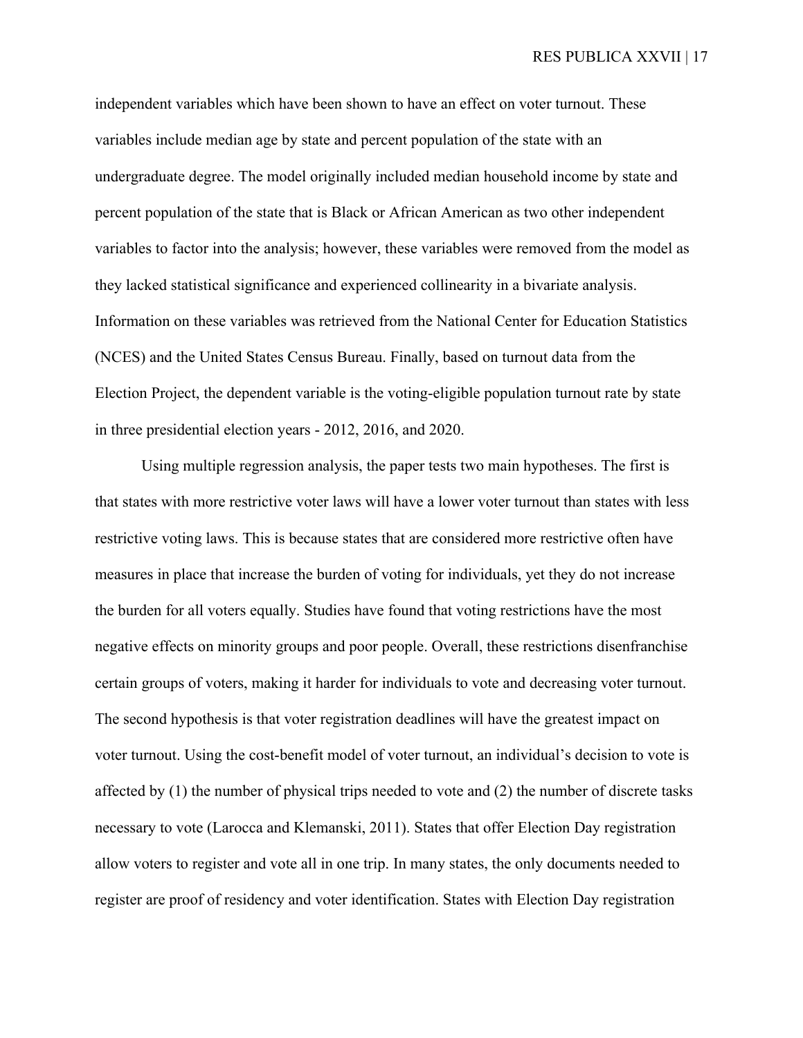independent variables which have been shown to have an effect on voter turnout. These variables include median age by state and percent population of the state with an undergraduate degree. The model originally included median household income by state and percent population of the state that is Black or African American as two other independent variables to factor into the analysis; however, these variables were removed from the model as they lacked statistical significance and experienced collinearity in a bivariate analysis. Information on these variables was retrieved from the National Center for Education Statistics (NCES) and the United States Census Bureau. Finally, based on turnout data from the Election Project, the dependent variable is the voting-eligible population turnout rate by state in three presidential election years - 2012, 2016, and 2020.

Using multiple regression analysis, the paper tests two main hypotheses. The first is that states with more restrictive voter laws will have a lower voter turnout than states with less restrictive voting laws. This is because states that are considered more restrictive often have measures in place that increase the burden of voting for individuals, yet they do not increase the burden for all voters equally. Studies have found that voting restrictions have the most negative effects on minority groups and poor people. Overall, these restrictions disenfranchise certain groups of voters, making it harder for individuals to vote and decreasing voter turnout. The second hypothesis is that voter registration deadlines will have the greatest impact on voter turnout. Using the cost-benefit model of voter turnout, an individual's decision to vote is affected by (1) the number of physical trips needed to vote and (2) the number of discrete tasks necessary to vote (Larocca and Klemanski, 2011). States that offer Election Day registration allow voters to register and vote all in one trip. In many states, the only documents needed to register are proof of residency and voter identification. States with Election Day registration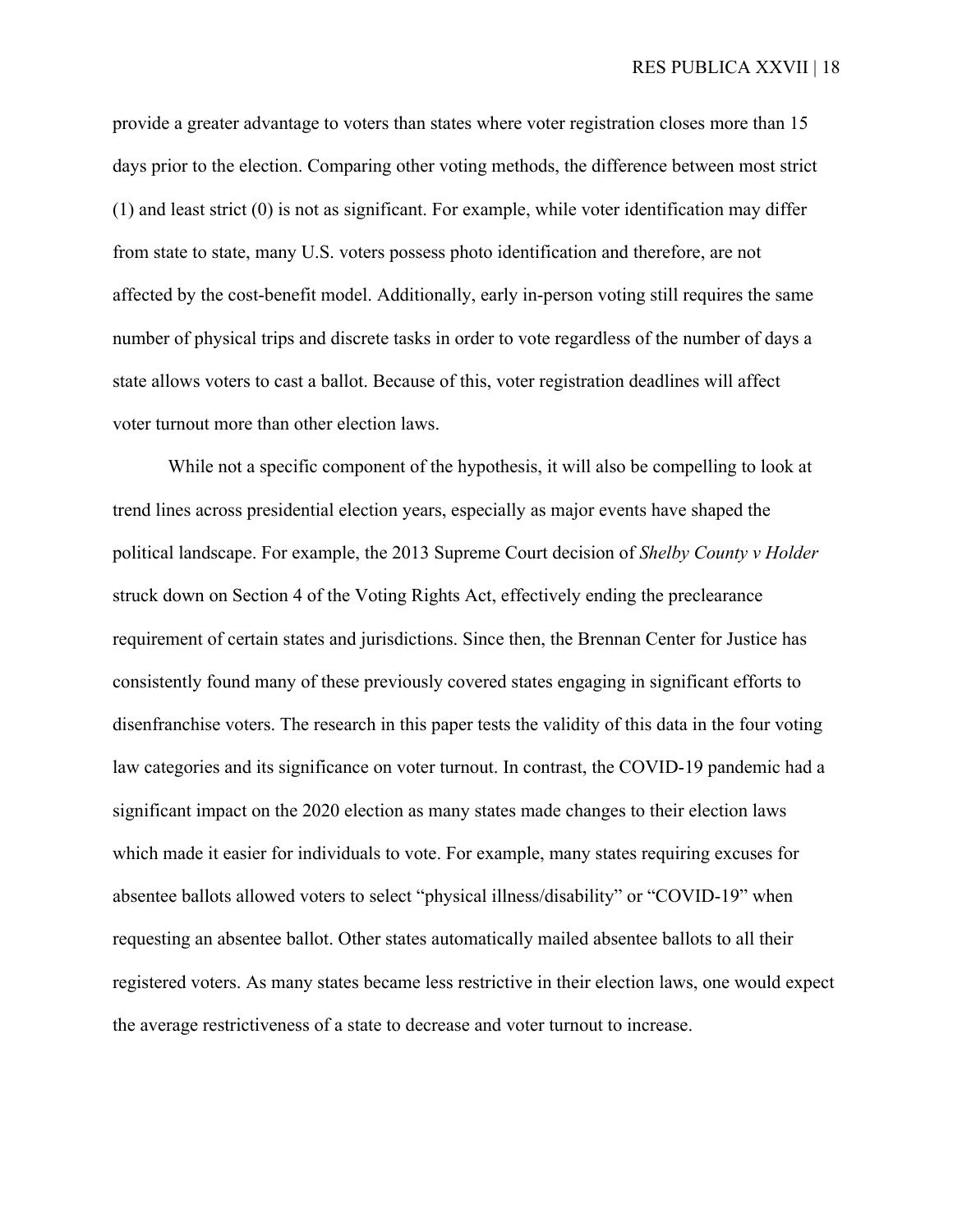provide a greater advantage to voters than states where voter registration closes more than 15 days prior to the election. Comparing other voting methods, the difference between most strict (1) and least strict (0) is not as significant. For example, while voter identification may differ from state to state, many U.S. voters possess photo identification and therefore, are not affected by the cost-benefit model. Additionally, early in-person voting still requires the same number of physical trips and discrete tasks in order to vote regardless of the number of days a state allows voters to cast a ballot. Because of this, voter registration deadlines will affect voter turnout more than other election laws.

While not a specific component of the hypothesis, it will also be compelling to look at trend lines across presidential election years, especially as major events have shaped the political landscape. For example, the 2013 Supreme Court decision of *Shelby County v Holder* struck down on Section 4 of the Voting Rights Act, effectively ending the preclearance requirement of certain states and jurisdictions. Since then, the Brennan Center for Justice has consistently found many of these previously covered states engaging in significant efforts to disenfranchise voters. The research in this paper tests the validity of this data in the four voting law categories and its significance on voter turnout. In contrast, the COVID-19 pandemic had a significant impact on the 2020 election as many states made changes to their election laws which made it easier for individuals to vote. For example, many states requiring excuses for absentee ballots allowed voters to select "physical illness/disability" or "COVID-19" when requesting an absentee ballot. Other states automatically mailed absentee ballots to all their registered voters. As many states became less restrictive in their election laws, one would expect the average restrictiveness of a state to decrease and voter turnout to increase.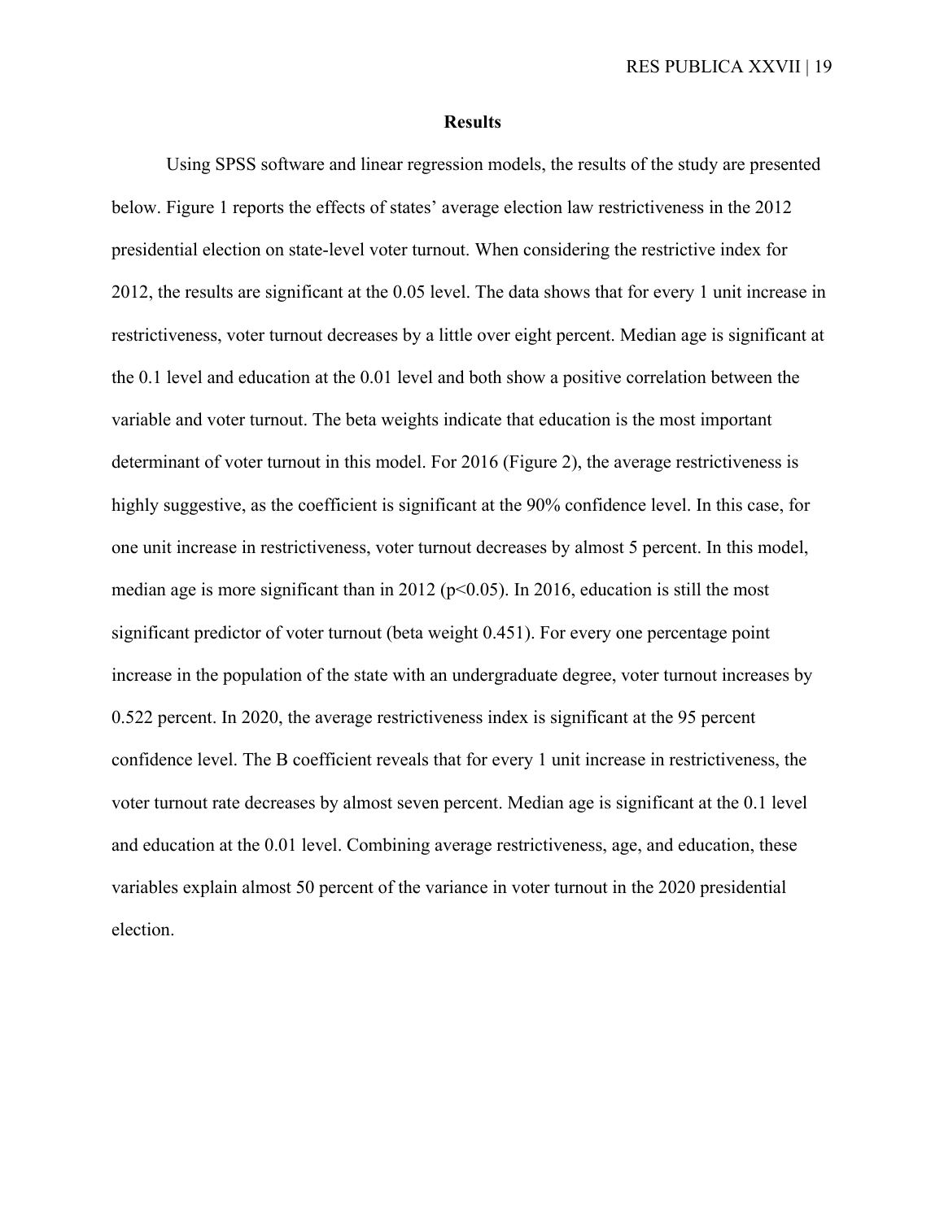## Results

Using SPSS software and linear regression models, the results of the study are presented below. Figure 1 reports the effects of states' average election law restrictiveness in the 2012 presidential election on state-level voter turnout. When considering the restrictive index for 2012, the results are significant at the 0.05 level. The data shows that for every 1 unit increase in restrictiveness, voter turnout decreases by a little over eight percent. Median age is significant at the 0.1 level and education at the 0.01 level and both show a positive correlation between the variable and voter turnout. The beta weights indicate that education is the most important determinant of voter turnout in this model. For 2016 (Figure 2), the average restrictiveness is highly suggestive, as the coefficient is significant at the 90% confidence level. In this case, for one unit increase in restrictiveness, voter turnout decreases by almost 5 percent. In this model, median age is more significant than in 2012 ($p<0.05$). In 2016, education is still the most significant predictor of voter turnout (beta weight 0.451). For every one percentage point increase in the population of the state with an undergraduate degree, voter turnout increases by 0.522 percent. In 2020, the average restrictiveness index is significant at the 95 percent confidence level. The B coefficient reveals that for every 1 unit increase in restrictiveness, the voter turnout rate decreases by almost seven percent. Median age is significant at the 0.1 level and education at the 0.01 level. Combining average restrictiveness, age, and education, these variables explain almost 50 percent of the variance in voter turnout in the 2020 presidential election.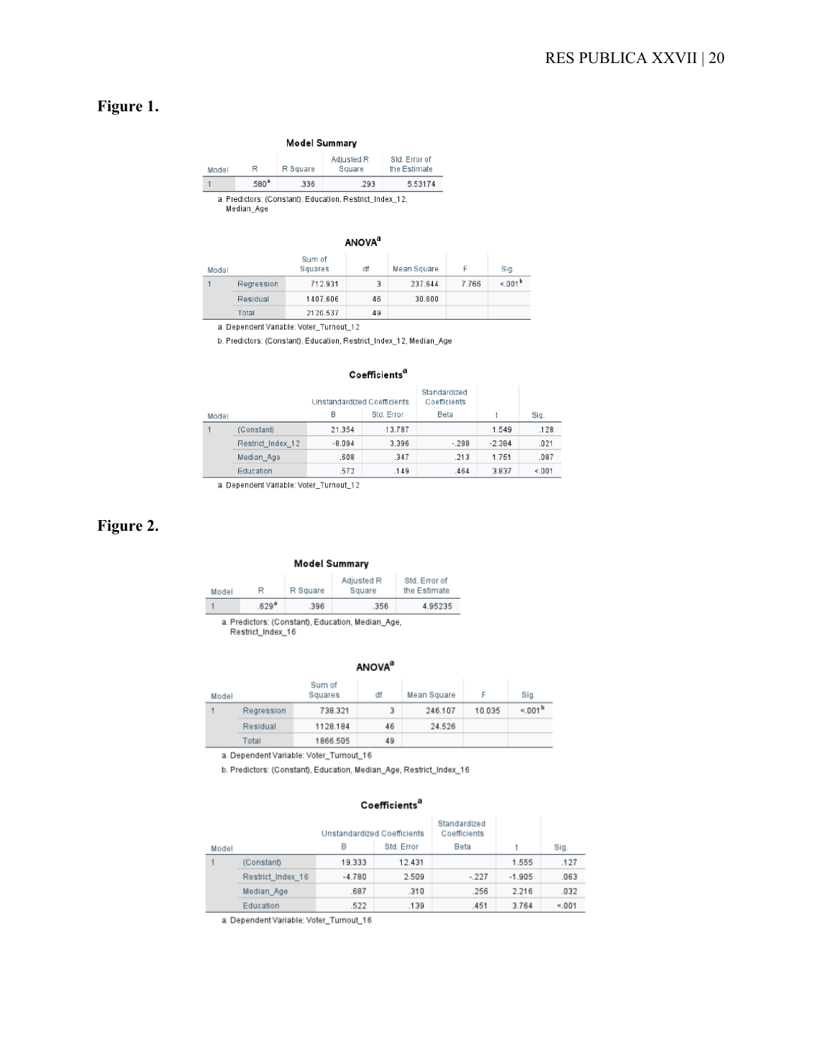**Figure 1.**

**Model Summary**

| Model | R | R Square | Adjusted R Square | Std. Error of the Estimate |
|---|---|---|---|---|
| 1 | .580[a] | .336 | .293 | 5.53174 |

a. Predictors: (Constant), Education, Restrict_Index_12, Median_Age

**ANOVA[a]**

| Model | | Sum of Squares | df | Mean Square | F | Sig. |
|---|---|---|---|---|---|---|
| 1 | Regression | 712.931 | 3 | 237.644 | 7.766 | <.001[b] |
| | Residual | 1407.606 | 46 | 30.600 | | |
| | Total | 2120.537 | 49 | | | |

a. Dependent Variable: Voter_Turnout_12

b. Predictors: (Constant), Education, Restrict_Index_12, Median_Age

**Coefficients[a]**

| Model | | Unstandardized Coefficients B | Unstandardized Coefficients Std. Error | Standardized Coefficients Beta | t | Sig. |
|---|---|---|---|---|---|---|
| 1 | (Constant) | 21.354 | 13.787 | | 1.549 | .128 |
| | Restrict_Index_12 | -8.094 | 3.396 | -.288 | -2.384 | .021 |
| | Median_Age | .608 | .347 | .213 | 1.751 | .087 |
| | Education | .572 | .149 | .464 | 3.837 | <.001 |

a. Dependent Variable: Voter_Turnout_12

**Figure 2.**

**Model Summary**

| Model | R | R Square | Adjusted R Square | Std. Error of the Estimate |
|---|---|---|---|---|
| 1 | .629[a] | .396 | .356 | 4.95235 |

a. Predictors: (Constant), Education, Median_Age, Restrict_Index_16

**ANOVA[a]**

| Model | | Sum of Squares | df | Mean Square | F | Sig. |
|---|---|---|---|---|---|---|
| 1 | Regression | 738.321 | 3 | 246.107 | 10.035 | <.001[b] |
| | Residual | 1128.184 | 46 | 24.526 | | |
| | Total | 1866.505 | 49 | | | |

a. Dependent Variable: Voter_Turnout_16

b. Predictors: (Constant), Education, Median_Age, Restrict_Index_16

**Coefficients[a]**

| Model | | Unstandardized Coefficients B | Unstandardized Coefficients Std. Error | Standardized Coefficients Beta | t | Sig. |
|---|---|---|---|---|---|---|
| 1 | (Constant) | 19.333 | 12.431 | | 1.555 | .127 |
| | Restrict_Index_16 | -4.780 | 2.509 | -.227 | -1.905 | .063 |
| | Median_Age | .687 | .310 | .256 | 2.216 | .032 |
| | Education | .522 | .139 | .451 | 3.764 | <.001 |

a. Dependent Variable: Voter_Turnout_16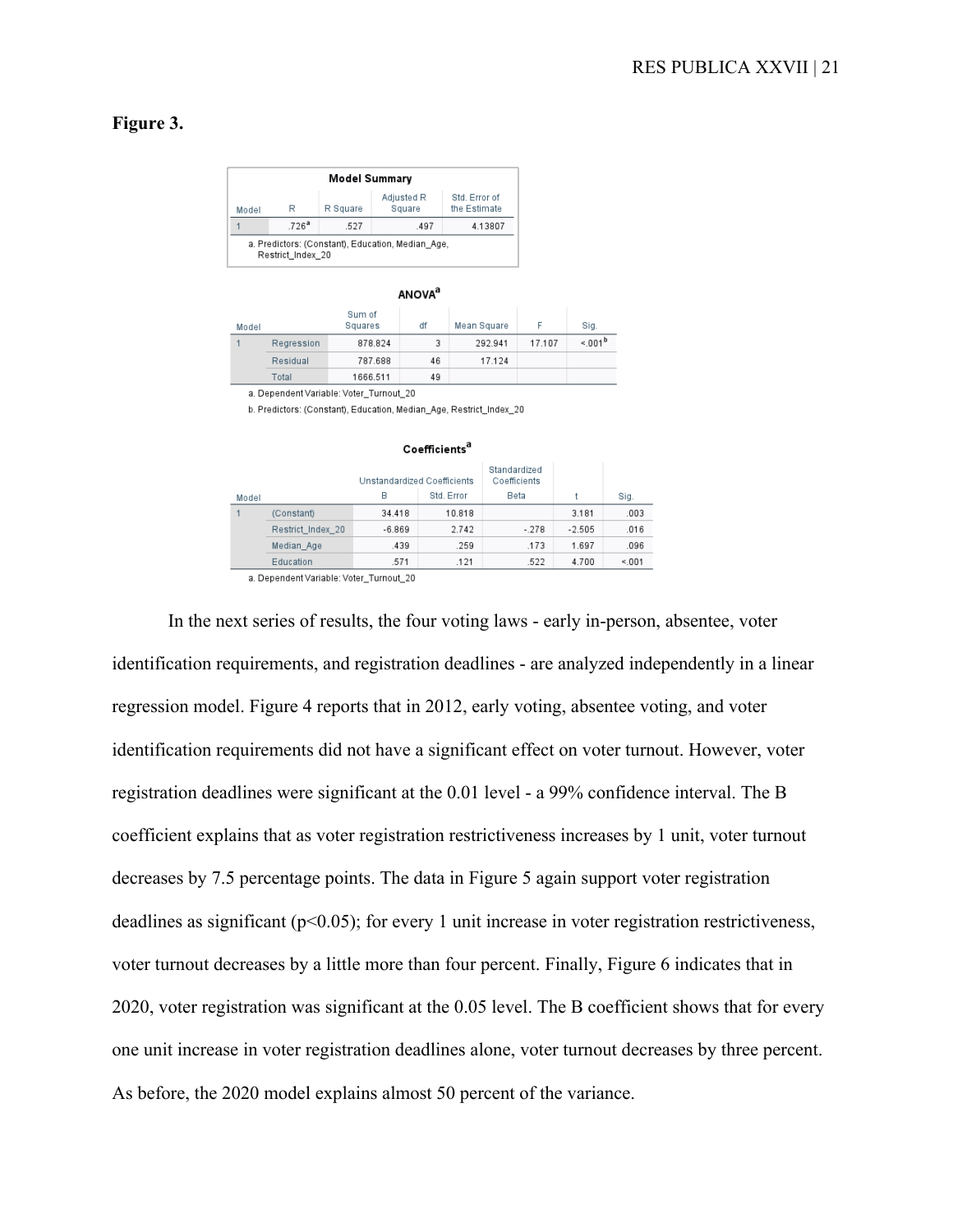**Figure 3.**

**Model Summary**

| Model | R | R Square | Adjusted R Square | Std. Error of the Estimate |
|---|---|---|---|---|
| 1 | .726[a] | .527 | .497 | 4.13807 |

a. Predictors: (Constant), Education, Median_Age, Restrict_Index_20

**ANOVA[a]**

| Model | | Sum of Squares | df | Mean Square | F | Sig. |
|---|---|---|---|---|---|---|
| 1 | Regression | 878.824 | 3 | 292.941 | 17.107 | <.001[b] |
| | Residual | 787.688 | 46 | 17.124 | | |
| | Total | 1666.511 | 49 | | | |

a. Dependent Variable: Voter_Turnout_20

b. Predictors: (Constant), Education, Median_Age, Restrict_Index_20

**Coefficients[a]**

| Model | | Unstandardized Coefficients | | Standardized Coefficients | t | Sig. |
|---|---|---|---|---|---|---|
| | | B | Std. Error | Beta | | |
| 1 | (Constant) | 34.418 | 10.818 | | 3.181 | .003 |
| | Restrict_Index_20 | -6.869 | 2.742 | -.278 | -2.505 | .016 |
| | Median_Age | .439 | .259 | .173 | 1.697 | .096 |
| | Education | .571 | .121 | .522 | 4.700 | <.001 |

a. Dependent Variable: Voter_Turnout_20

In the next series of results, the four voting laws - early in-person, absentee, voter identification requirements, and registration deadlines - are analyzed independently in a linear regression model. Figure 4 reports that in 2012, early voting, absentee voting, and voter identification requirements did not have a significant effect on voter turnout. However, voter registration deadlines were significant at the 0.01 level - a 99% confidence interval. The B coefficient explains that as voter registration restrictiveness increases by 1 unit, voter turnout decreases by 7.5 percentage points. The data in Figure 5 again support voter registration deadlines as significant ($p<0.05$); for every 1 unit increase in voter registration restrictiveness, voter turnout decreases by a little more than four percent. Finally, Figure 6 indicates that in 2020, voter registration was significant at the 0.05 level. The B coefficient shows that for every one unit increase in voter registration deadlines alone, voter turnout decreases by three percent. As before, the 2020 model explains almost 50 percent of the variance.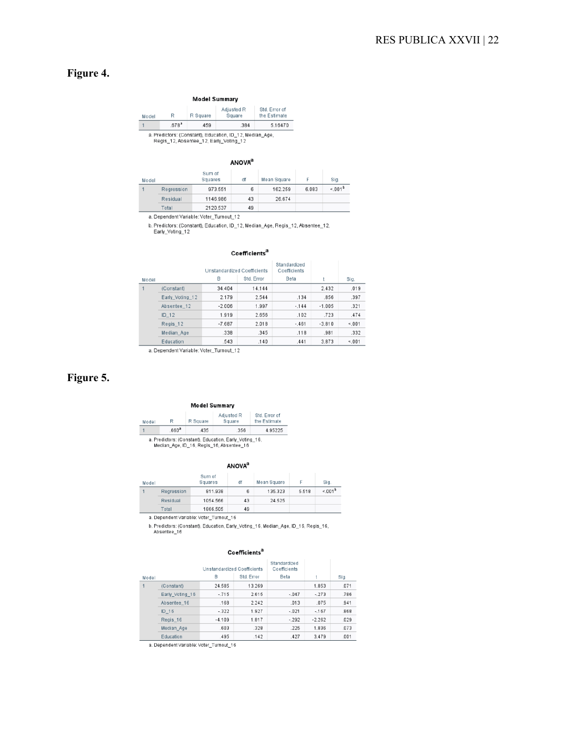**Figure 4.**

**Model Summary**

| Model | R | R Square | Adjusted R Square | Std. Error of the Estimate |
|---|---|---|---|---|
| 1 | .678[a] | .459 | .384 | 5.16470 |

a. Predictors: (Constant), Education, ID_12, Median_Age, Regis_12, Absentee_12, Early_Voting_12

**ANOVA[a]**

| Model | | Sum of Squares | df | Mean Square | F | Sig. |
|---|---|---|---|---|---|---|
| 1 | Regression | 973.551 | 6 | 162.259 | 6.083 | <.001[b] |
| | Residual | 1146.986 | 43 | 26.674 | | |
| | Total | 2120.537 | 49 | | | |

a. Dependent Variable: Voter_Turnout_12

b. Predictors: (Constant), Education, ID_12, Median_Age, Regis_12, Absentee_12, Early_Voting_12

**Coefficients[a]**

| Model | | Unstandardized Coefficients B | Std. Error | Standardized Coefficients Beta | t | Sig. |
|---|---|---|---|---|---|---|
| 1 | (Constant) | 34.404 | 14.144 | | 2.432 | .019 |
| | Early_Voting_12 | 2.179 | 2.544 | .134 | .856 | .397 |
| | Absentee_12 | -2.006 | 1.997 | -.144 | -1.005 | .321 |
| | ID_12 | 1.919 | 2.656 | .102 | .723 | .474 |
| | Regis_12 | -7.687 | 2.018 | -.461 | -3.810 | <.001 |
| | Median_Age | .338 | .345 | .118 | .981 | .332 |
| | Education | .543 | .140 | .441 | 3.873 | <.001 |

a. Dependent Variable: Voter_Turnout_12

**Figure 5.**

**Model Summary**

| Model | R | R Square | Adjusted R Square | Std. Error of the Estimate |
|---|---|---|---|---|
| 1 | .660[a] | .435 | .356 | 4.95225 |

a. Predictors: (Constant), Education, Early_Voting_16, Median_Age, ID_16, Regis_16, Absentee_16

**ANOVA[a]**

| Model | | Sum of Squares | df | Mean Square | F | Sig. |
|---|---|---|---|---|---|---|
| 1 | Regression | 811.938 | 6 | 135.323 | 5.518 | <.001[b] |
| | Residual | 1054.566 | 43 | 24.525 | | |
| | Total | 1866.505 | 49 | | | |

a. Dependent Variable: Voter_Turnout_16

b. Predictors: (Constant), Education, Early_Voting_16, Median_Age, ID_16, Regis_16, Absentee_16

**Coefficients[a]**

| Model | | Unstandardized Coefficients B | Std. Error | Standardized Coefficients Beta | t | Sig. |
|---|---|---|---|---|---|---|
| 1 | (Constant) | 24.585 | 13.269 | | 1.853 | .071 |
| | Early_Voting_16 | -.715 | 2.615 | -.047 | -.273 | .786 |
| | Absentee_16 | .168 | 2.242 | .013 | .075 | .941 |
| | ID_16 | -.322 | 1.927 | -.021 | -.167 | .868 |
| | Regis_16 | -4.109 | 1.817 | -.292 | -2.262 | .029 |
| | Median_Age | .603 | .328 | .225 | 1.836 | .073 |
| | Education | .495 | .142 | .427 | 3.479 | .001 |

a. Dependent Variable: Voter_Turnout_16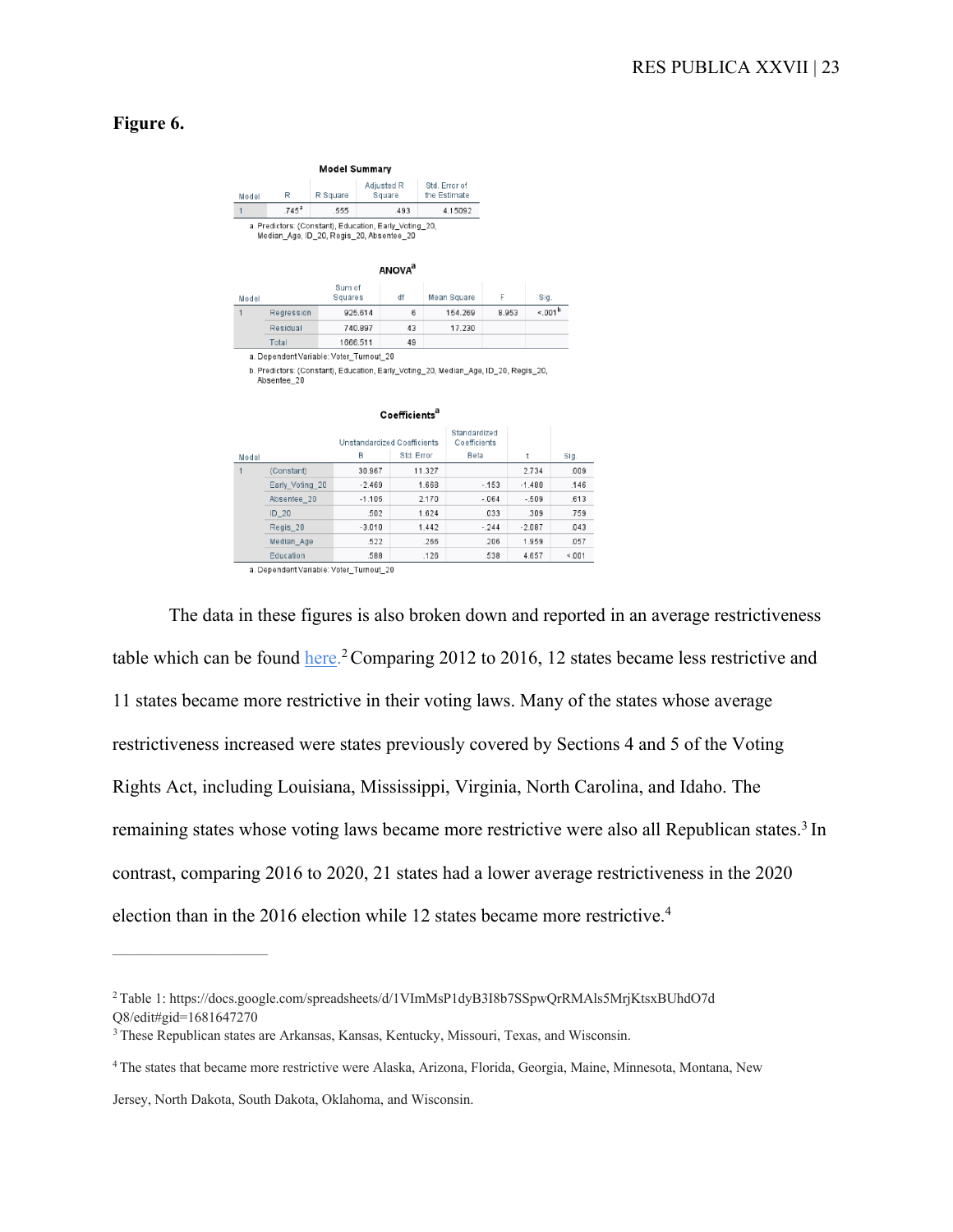**Figure 6.**

**Model Summary**

| Model | R | R Square | Adjusted R Square | Std. Error of the Estimate |
|---|---|---|---|---|
| 1 | .745[a] | .555 | .493 | 4.15092 |

a. Predictors: (Constant), Education, Early_Voting_20, Median_Age, ID_20, Regis_20, Absentee_20

**ANOVA[a]**

| Model | | Sum of Squares | df | Mean Square | F | Sig. |
|---|---|---|---|---|---|---|
| 1 | Regression | 925.614 | 6 | 154.269 | 8.953 | <.001[b] |
| | Residual | 740.897 | 43 | 17.230 | | |
| | Total | 1666.511 | 49 | | | |

a. Dependent Variable: Voter_Turnout_20

b. Predictors: (Constant), Education, Early_Voting_20, Median_Age, ID_20, Regis_20, Absentee_20

**Coefficients[a]**

| Model | | Unstandardized Coefficients | | Standardized Coefficients | t | Sig. |
|---|---|---|---|---|---|---|
| | | B | Std. Error | Beta | | |
| 1 | (Constant) | 30.967 | 11.327 | | 2.734 | .009 |
| | Early_Voting_20 | -2.469 | 1.668 | -.153 | -1.480 | .146 |
| | Absentee_20 | -1.105 | 2.170 | -.064 | -.509 | .613 |
| | ID_20 | .502 | 1.624 | .033 | .309 | .759 |
| | Regis_20 | -3.010 | 1.442 | -.244 | -2.087 | .043 |
| | Median_Age | .522 | .266 | .206 | 1.959 | .057 |
| | Education | .588 | .126 | .538 | 4.657 | <.001 |

a. Dependent Variable: Voter_Turnout_20

The data in these figures is also broken down and reported in an average restrictiveness table which can be found here.[2] Comparing 2012 to 2016, 12 states became less restrictive and 11 states became more restrictive in their voting laws. Many of the states whose average restrictiveness increased were states previously covered by Sections 4 and 5 of the Voting Rights Act, including Louisiana, Mississippi, Virginia, North Carolina, and Idaho. The remaining states whose voting laws became more restrictive were also all Republican states.[3] In contrast, comparing 2016 to 2020, 21 states had a lower average restrictiveness in the 2020 election than in the 2016 election while 12 states became more restrictive.[4]

---

[2] Table 1: https://docs.google.com/spreadsheets/d/1VImMsP1dyB3I8b7SSpwQrRMAls5MrjKtsxBUhdO7dQ8/edit#gid=1681647270

[3] These Republican states are Arkansas, Kansas, Kentucky, Missouri, Texas, and Wisconsin.

[4] The states that became more restrictive were Alaska, Arizona, Florida, Georgia, Maine, Minnesota, Montana, New Jersey, North Dakota, South Dakota, Oklahoma, and Wisconsin.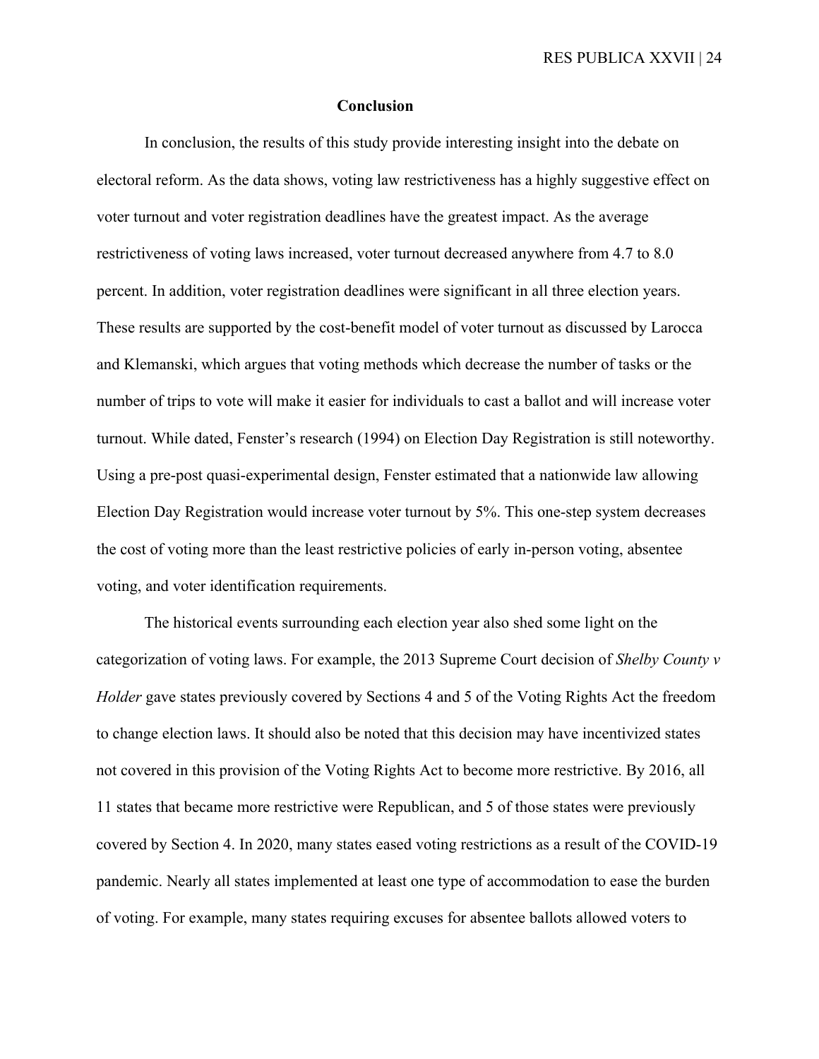## Conclusion

In conclusion, the results of this study provide interesting insight into the debate on electoral reform. As the data shows, voting law restrictiveness has a highly suggestive effect on voter turnout and voter registration deadlines have the greatest impact. As the average restrictiveness of voting laws increased, voter turnout decreased anywhere from 4.7 to 8.0 percent. In addition, voter registration deadlines were significant in all three election years. These results are supported by the cost-benefit model of voter turnout as discussed by Larocca and Klemanski, which argues that voting methods which decrease the number of tasks or the number of trips to vote will make it easier for individuals to cast a ballot and will increase voter turnout. While dated, Fenster's research (1994) on Election Day Registration is still noteworthy. Using a pre-post quasi-experimental design, Fenster estimated that a nationwide law allowing Election Day Registration would increase voter turnout by 5%. This one-step system decreases the cost of voting more than the least restrictive policies of early in-person voting, absentee voting, and voter identification requirements.

The historical events surrounding each election year also shed some light on the categorization of voting laws. For example, the 2013 Supreme Court decision of *Shelby County v Holder* gave states previously covered by Sections 4 and 5 of the Voting Rights Act the freedom to change election laws. It should also be noted that this decision may have incentivized states not covered in this provision of the Voting Rights Act to become more restrictive. By 2016, all 11 states that became more restrictive were Republican, and 5 of those states were previously covered by Section 4. In 2020, many states eased voting restrictions as a result of the COVID-19 pandemic. Nearly all states implemented at least one type of accommodation to ease the burden of voting. For example, many states requiring excuses for absentee ballots allowed voters to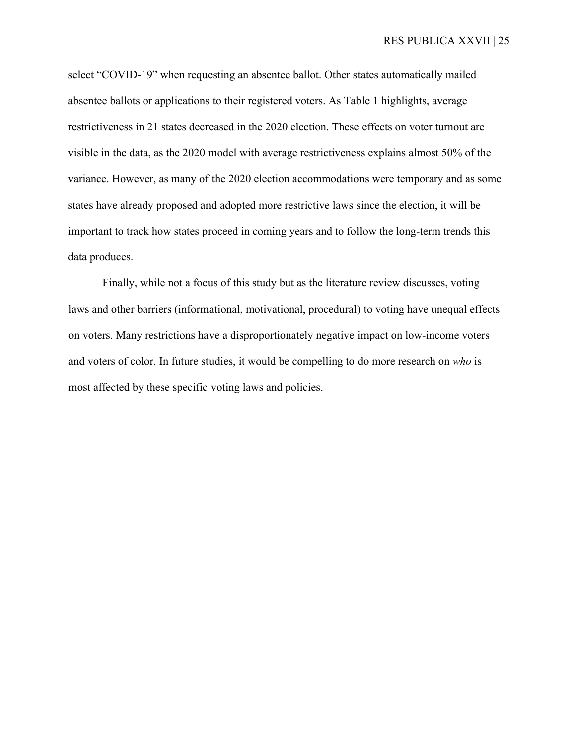select "COVID-19" when requesting an absentee ballot. Other states automatically mailed absentee ballots or applications to their registered voters. As Table 1 highlights, average restrictiveness in 21 states decreased in the 2020 election. These effects on voter turnout are visible in the data, as the 2020 model with average restrictiveness explains almost 50% of the variance. However, as many of the 2020 election accommodations were temporary and as some states have already proposed and adopted more restrictive laws since the election, it will be important to track how states proceed in coming years and to follow the long-term trends this data produces.

Finally, while not a focus of this study but as the literature review discusses, voting laws and other barriers (informational, motivational, procedural) to voting have unequal effects on voters. Many restrictions have a disproportionately negative impact on low-income voters and voters of color. In future studies, it would be compelling to do more research on *who* is most affected by these specific voting laws and policies.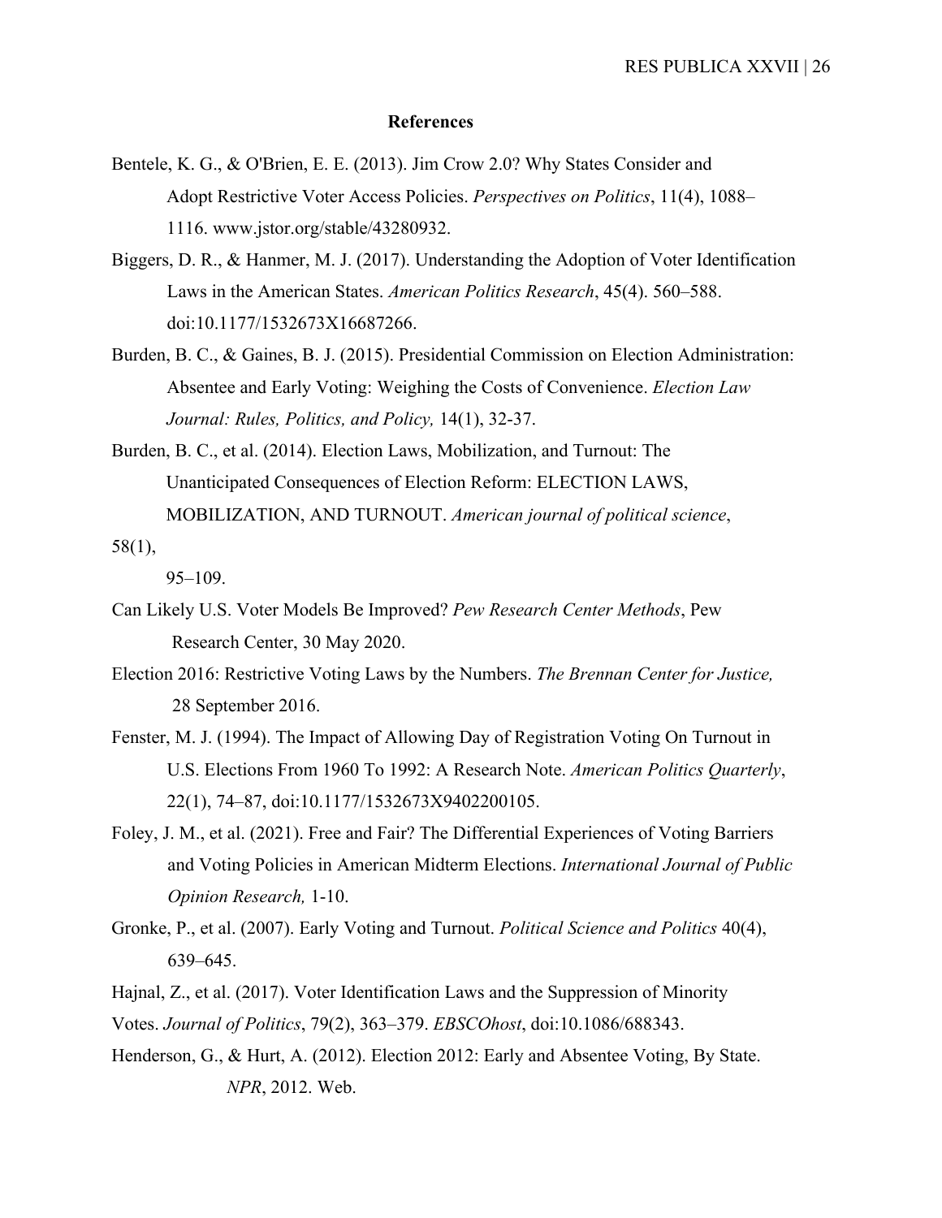**References**

Bentele, K. G., & O'Brien, E. E. (2013). Jim Crow 2.0? Why States Consider and Adopt Restrictive Voter Access Policies. *Perspectives on Politics*, 11(4), 1088–1116. www.jstor.org/stable/43280932.

Biggers, D. R., & Hanmer, M. J. (2017). Understanding the Adoption of Voter Identification Laws in the American States. *American Politics Research*, 45(4). 560–588. doi:10.1177/1532673X16687266.

Burden, B. C., & Gaines, B. J. (2015). Presidential Commission on Election Administration: Absentee and Early Voting: Weighing the Costs of Convenience. *Election Law Journal: Rules, Politics, and Policy,* 14(1), 32-37.

Burden, B. C., et al. (2014). Election Laws, Mobilization, and Turnout: The Unanticipated Consequences of Election Reform: ELECTION LAWS, MOBILIZATION, AND TURNOUT. *American journal of political science*, 58(1), 95–109.

Can Likely U.S. Voter Models Be Improved? *Pew Research Center Methods*, Pew Research Center, 30 May 2020.

Election 2016: Restrictive Voting Laws by the Numbers. *The Brennan Center for Justice,* 28 September 2016.

Fenster, M. J. (1994). The Impact of Allowing Day of Registration Voting On Turnout in U.S. Elections From 1960 To 1992: A Research Note. *American Politics Quarterly*, 22(1), 74–87, doi:10.1177/1532673X9402200105.

Foley, J. M., et al. (2021). Free and Fair? The Differential Experiences of Voting Barriers and Voting Policies in American Midterm Elections. *International Journal of Public Opinion Research,* 1-10.

Gronke, P., et al. (2007). Early Voting and Turnout. *Political Science and Politics* 40(4), 639–645.

Hajnal, Z., et al. (2017). Voter Identification Laws and the Suppression of Minority Votes. *Journal of Politics*, 79(2), 363–379. *EBSCOhost*, doi:10.1086/688343.

Henderson, G., & Hurt, A. (2012). Election 2012: Early and Absentee Voting, By State. *NPR*, 2012. Web.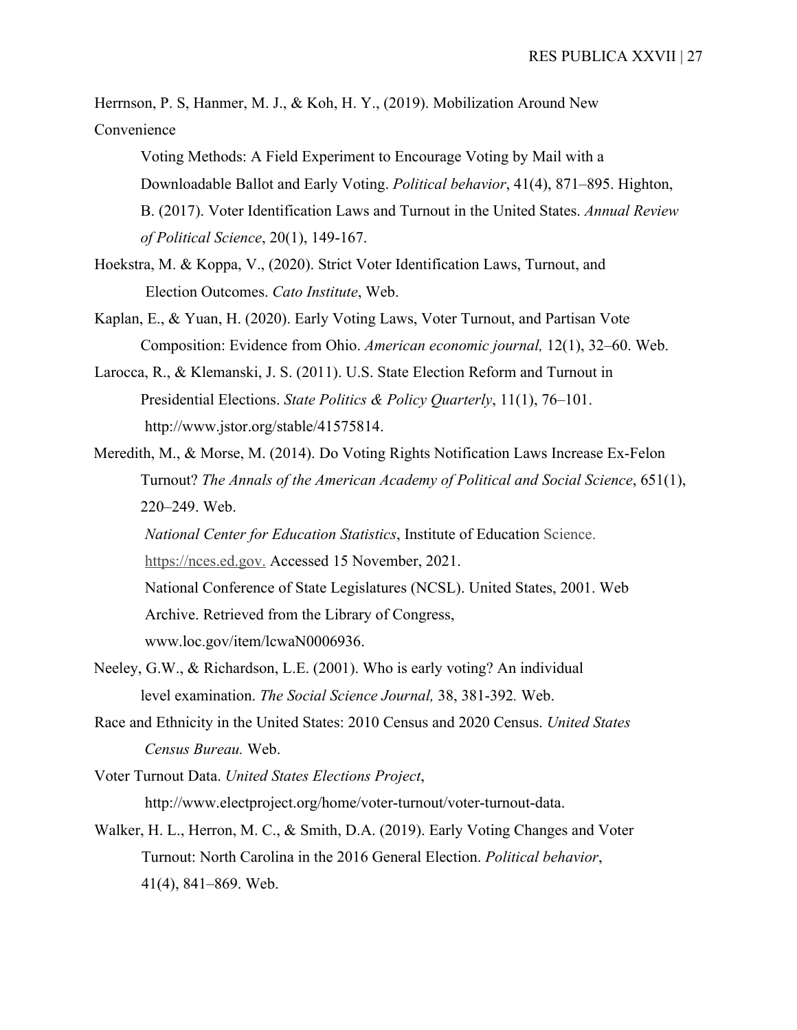Herrnson, P. S, Hanmer, M. J., & Koh, H. Y., (2019). Mobilization Around New Convenience Voting Methods: A Field Experiment to Encourage Voting by Mail with a Downloadable Ballot and Early Voting. *Political behavior*, 41(4), 871–895. Highton, B. (2017). Voter Identification Laws and Turnout in the United States. *Annual Review of Political Science*, 20(1), 149-167.

Hoekstra, M. & Koppa, V., (2020). Strict Voter Identification Laws, Turnout, and Election Outcomes. *Cato Institute*, Web.

Kaplan, E., & Yuan, H. (2020). Early Voting Laws, Voter Turnout, and Partisan Vote Composition: Evidence from Ohio. *American economic journal,* 12(1), 32–60. Web.

Larocca, R., & Klemanski, J. S. (2011). U.S. State Election Reform and Turnout in Presidential Elections. *State Politics & Policy Quarterly*, 11(1), 76–101. http://www.jstor.org/stable/41575814.

Meredith, M., & Morse, M. (2014). Do Voting Rights Notification Laws Increase Ex-Felon Turnout? *The Annals of the American Academy of Political and Social Science*, 651(1), 220–249. Web.

*National Center for Education Statistics*, Institute of Education Science. https://nces.ed.gov. Accessed 15 November, 2021.

National Conference of State Legislatures (NCSL). United States, 2001. Web Archive. Retrieved from the Library of Congress, www.loc.gov/item/lcwaN0006936.

Neeley, G.W., & Richardson, L.E. (2001). Who is early voting? An individual level examination. *The Social Science Journal,* 38, 381-392*.* Web.

Race and Ethnicity in the United States: 2010 Census and 2020 Census. *United States Census Bureau.* Web.

Voter Turnout Data. *United States Elections Project*, http://www.electproject.org/home/voter-turnout/voter-turnout-data.

Walker, H. L., Herron, M. C., & Smith, D.A. (2019). Early Voting Changes and Voter Turnout: North Carolina in the 2016 General Election. *Political behavior*, 41(4), 841–869. Web.